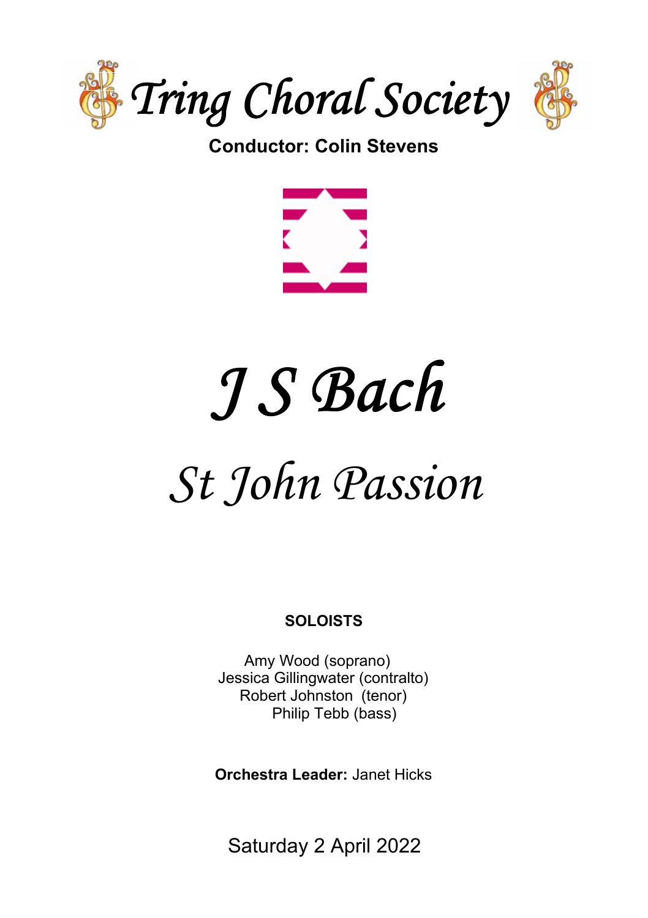# Tring Choral Society

**Conductor: Colin Stevens**

# *J S Bach*

# *St John Passion*

**SOLOISTS**

Amy Wood (soprano)
Jessica Gillingwater (contralto)
Robert Johnston (tenor)
Philip Tebb (bass)

**Orchestra Leader:** Janet Hicks

Saturday 2 April 2022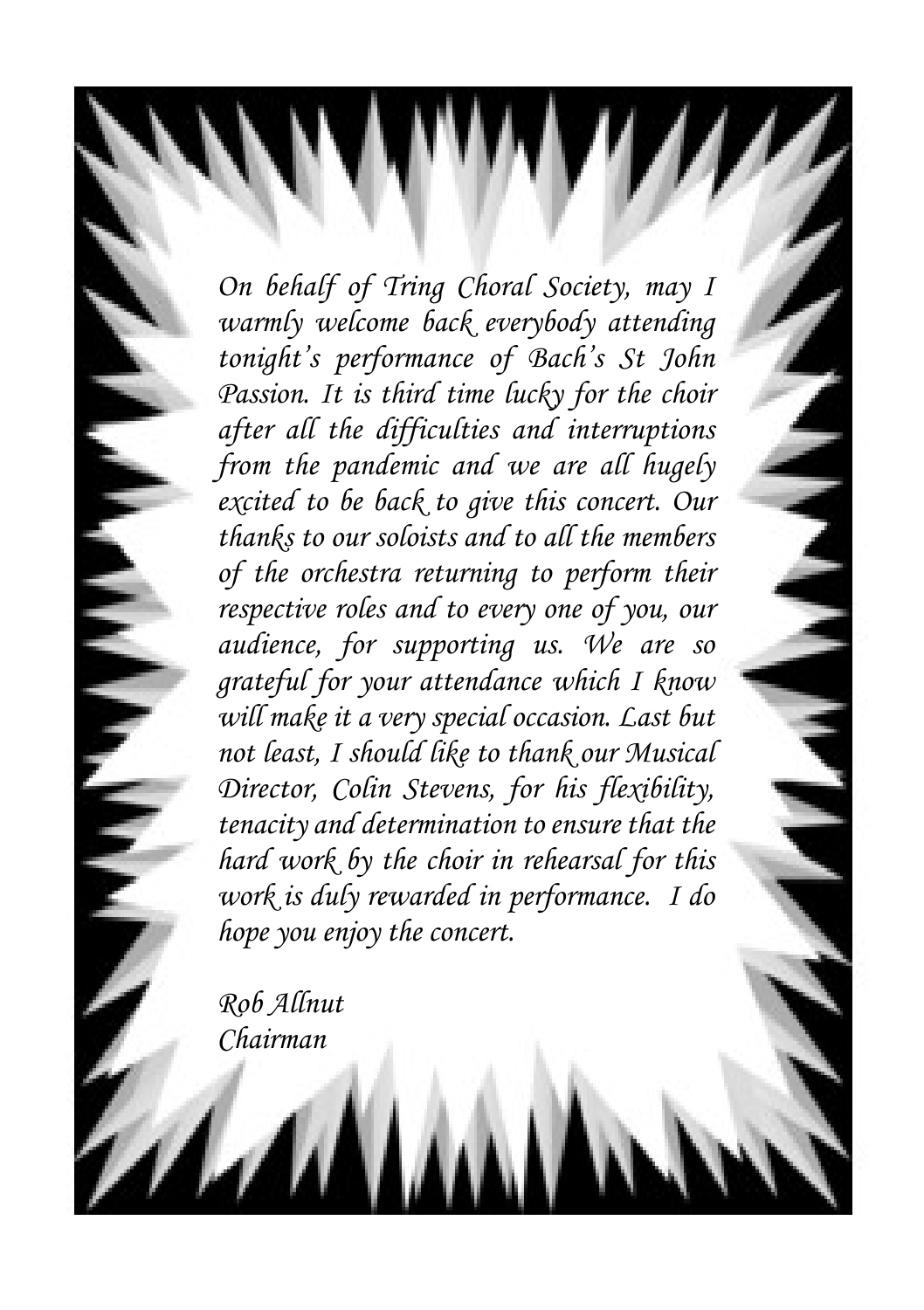*On behalf of Tring Choral Society, may I warmly welcome back everybody attending tonight's performance of Bach's St John Passion. It is third time lucky for the choir after all the difficulties and interruptions from the pandemic and we are all hugely excited to be back to give this concert. Our thanks to our soloists and to all the members of the orchestra returning to perform their respective roles and to every one of you, our audience, for supporting us. We are so grateful for your attendance which I know will make it a very special occasion. Last but not least, I should like to thank our Musical Director, Colin Stevens, for his flexibility, tenacity and determination to ensure that the hard work by the choir in rehearsal for this work is duly rewarded in performance. I do hope you enjoy the concert.*

*Rob Allnut*
*Chairman*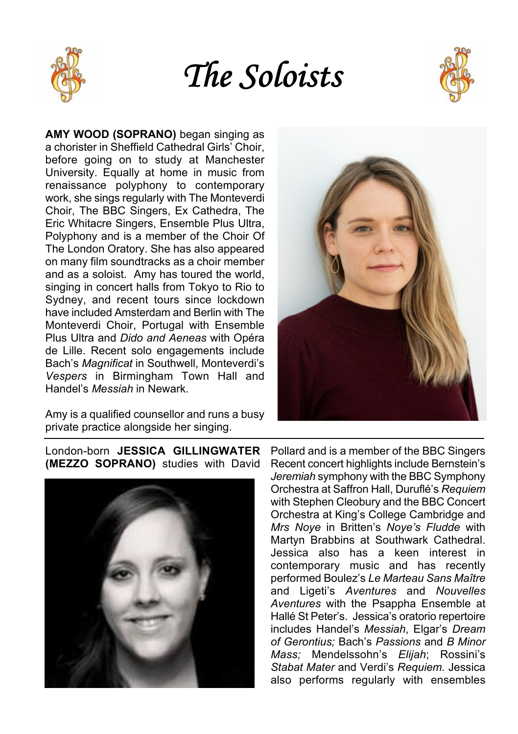# The Soloists

**AMY WOOD (SOPRANO)** began singing as a chorister in Sheffield Cathedral Girls' Choir, before going on to study at Manchester University. Equally at home in music from renaissance polyphony to contemporary work, she sings regularly with The Monteverdi Choir, The BBC Singers, Ex Cathedra, The Eric Whitacre Singers, Ensemble Plus Ultra, Polyphony and is a member of the Choir Of The London Oratory. She has also appeared on many film soundtracks as a choir member and as a soloist. Amy has toured the world, singing in concert halls from Tokyo to Rio to Sydney, and recent tours since lockdown have included Amsterdam and Berlin with The Monteverdi Choir, Portugal with Ensemble Plus Ultra and *Dido and Aeneas* with Opéra de Lille. Recent solo engagements include Bach's *Magnificat* in Southwell, Monteverdi's *Vespers* in Birmingham Town Hall and Handel's *Messiah* in Newark.

Amy is a qualified counsellor and runs a busy private practice alongside her singing.

London-born **JESSICA GILLINGWATER (MEZZO SOPRANO)** studies with David Pollard and is a member of the BBC Singers Recent concert highlights include Bernstein's *Jeremiah* symphony with the BBC Symphony Orchestra at Saffron Hall, Duruflé's *Requiem* with Stephen Cleobury and the BBC Concert Orchestra at King's College Cambridge and *Mrs Noye* in Britten's *Noye's Fludde* with Martyn Brabbins at Southwark Cathedral. Jessica also has a keen interest in contemporary music and has recently performed Boulez's *Le Marteau Sans Maître* and Ligeti's *Aventures* and *Nouvelles Aventures* with the Psappha Ensemble at Hallé St Peter's. Jessica's oratorio repertoire includes Handel's *Messiah*, Elgar's *Dream of Gerontius;* Bach's *Passions* and *B Minor Mass;* Mendelssohn's *Elijah*; Rossini's *Stabat Mater* and Verdi's *Requiem.* Jessica also performs regularly with ensembles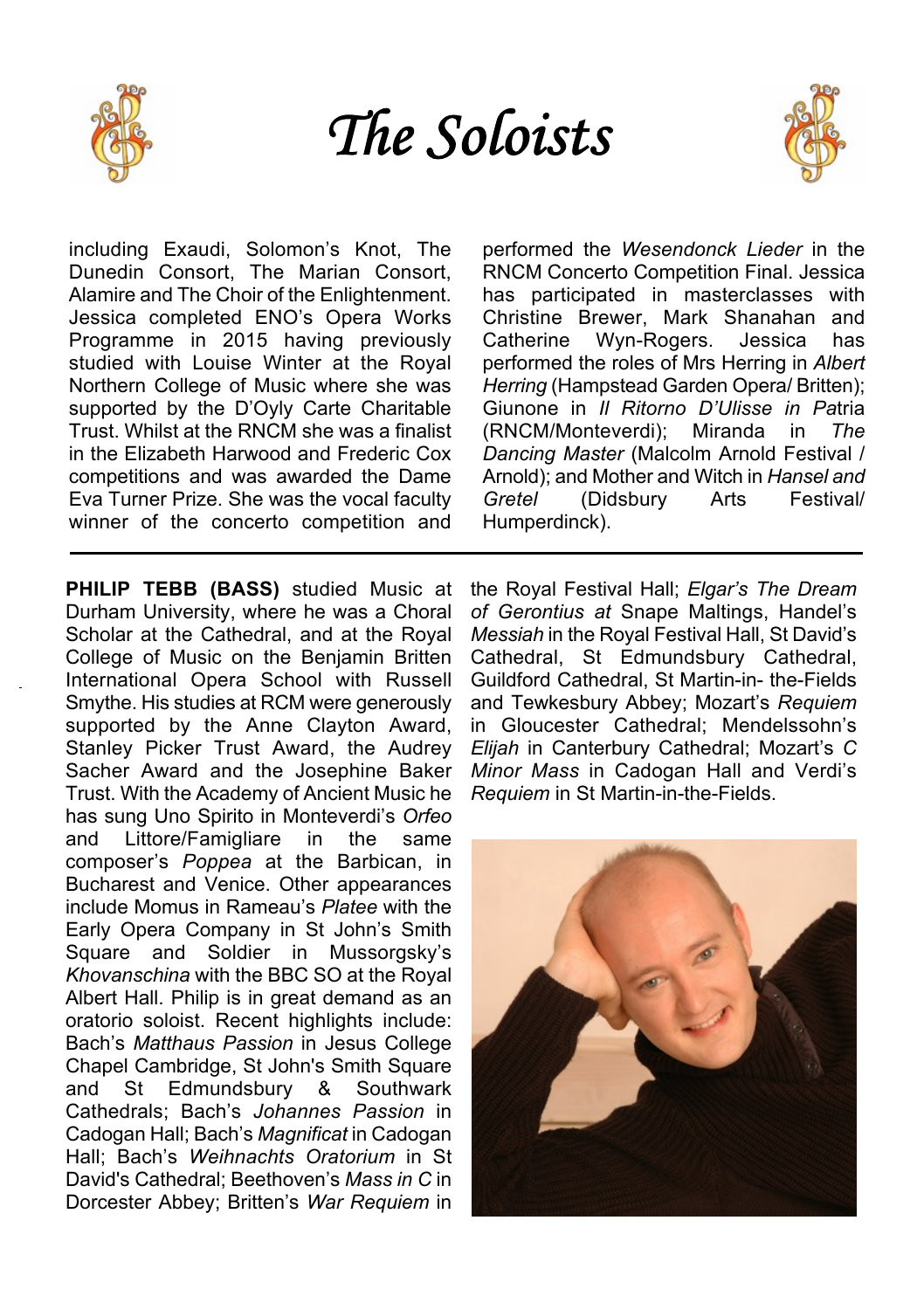# The Soloists

including Exaudi, Solomon's Knot, The Dunedin Consort, The Marian Consort, Alamire and The Choir of the Enlightenment. Jessica completed ENO's Opera Works Programme in 2015 having previously studied with Louise Winter at the Royal Northern College of Music where she was supported by the D'Oyly Carte Charitable Trust. Whilst at the RNCM she was a finalist in the Elizabeth Harwood and Frederic Cox competitions and was awarded the Dame Eva Turner Prize. She was the vocal faculty winner of the concerto competition and performed the *Wesendonck Lieder* in the RNCM Concerto Competition Final. Jessica has participated in masterclasses with Christine Brewer, Mark Shanahan and Catherine Wyn-Rogers. Jessica has performed the roles of Mrs Herring in *Albert Herring* (Hampstead Garden Opera/ Britten); Giunone in *Il Ritorno D'Ulisse in Pa*tria (RNCM/Monteverdi); Miranda in *The Dancing Master* (Malcolm Arnold Festival / Arnold); and Mother and Witch in *Hansel and Gretel* (Didsbury Arts Festival/ Humperdinck).

---

**PHILIP TEBB (BASS)** studied Music at Durham University, where he was a Choral Scholar at the Cathedral, and at the Royal College of Music on the Benjamin Britten International Opera School with Russell Smythe. His studies at RCM were generously supported by the Anne Clayton Award, Stanley Picker Trust Award, the Audrey Sacher Award and the Josephine Baker Trust. With the Academy of Ancient Music he has sung Uno Spirito in Monteverdi's *Orfeo* and Littore/Famigliare in the same composer's *Poppea* at the Barbican, in Bucharest and Venice. Other appearances include Momus in Rameau's *Platee* with the Early Opera Company in St John's Smith Square and Soldier in Mussorgsky's *Khovanschina* with the BBC SO at the Royal Albert Hall. Philip is in great demand as an oratorio soloist. Recent highlights include: Bach's *Matthaus Passion* in Jesus College Chapel Cambridge, St John's Smith Square and St Edmundsbury & Southwark Cathedrals; Bach's *Johannes Passion* in Cadogan Hall; Bach's *Magnificat* in Cadogan Hall; Bach's *Weihnachts Oratorium* in St David's Cathedral; Beethoven's *Mass in C* in Dorcester Abbey; Britten's *War Requiem* in the Royal Festival Hall; *Elgar's The Dream of Gerontius at* Snape Maltings, Handel's *Messiah* in the Royal Festival Hall, St David's Cathedral, St Edmundsbury Cathedral, Guildford Cathedral, St Martin-in- the-Fields and Tewkesbury Abbey; Mozart's *Requiem* in Gloucester Cathedral; Mendelssohn's *Elijah* in Canterbury Cathedral; Mozart's *C Minor Mass* in Cadogan Hall and Verdi's *Requiem* in St Martin-in-the-Fields.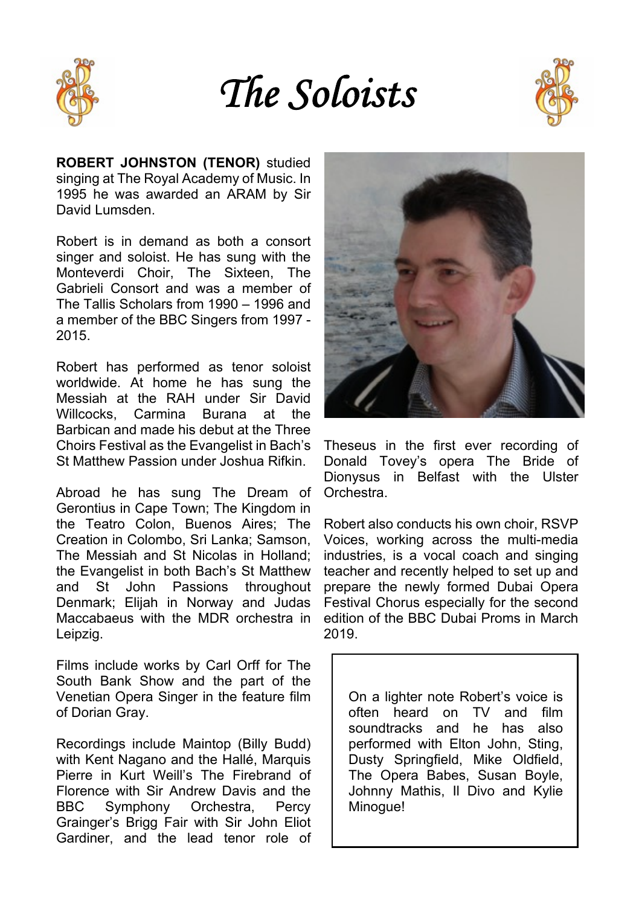# *The Soloists*

**ROBERT JOHNSTON (TENOR)** studied singing at The Royal Academy of Music. In 1995 he was awarded an ARAM by Sir David Lumsden.

Robert is in demand as both a consort singer and soloist. He has sung with the Monteverdi Choir, The Sixteen, The Gabrieli Consort and was a member of The Tallis Scholars from 1990 – 1996 and a member of the BBC Singers from 1997 - 2015.

Robert has performed as tenor soloist worldwide. At home he has sung the Messiah at the RAH under Sir David Willcocks, Carmina Burana at the Barbican and made his debut at the Three Choirs Festival as the Evangelist in Bach's St Matthew Passion under Joshua Rifkin.

Abroad he has sung The Dream of Gerontius in Cape Town; The Kingdom in the Teatro Colon, Buenos Aires; The Creation in Colombo, Sri Lanka; Samson, The Messiah and St Nicolas in Holland; the Evangelist in both Bach's St Matthew and St John Passions throughout Denmark; Elijah in Norway and Judas Maccabaeus with the MDR orchestra in Leipzig.

Films include works by Carl Orff for The South Bank Show and the part of the Venetian Opera Singer in the feature film of Dorian Gray.

Recordings include Maintop (Billy Budd) with Kent Nagano and the Hallé, Marquis Pierre in Kurt Weill's The Firebrand of Florence with Sir Andrew Davis and the BBC Symphony Orchestra, Percy Grainger's Brigg Fair with Sir John Eliot Gardiner, and the lead tenor role of Theseus in the first ever recording of Donald Tovey's opera The Bride of Dionysus in Belfast with the Ulster Orchestra.

Robert also conducts his own choir, RSVP Voices, working across the multi-media industries, is a vocal coach and singing teacher and recently helped to set up and prepare the newly formed Dubai Opera Festival Chorus especially for the second edition of the BBC Dubai Proms in March 2019.

On a lighter note Robert's voice is often heard on TV and film soundtracks and he has also performed with Elton John, Sting, Dusty Springfield, Mike Oldfield, The Opera Babes, Susan Boyle, Johnny Mathis, Il Divo and Kylie Minogue!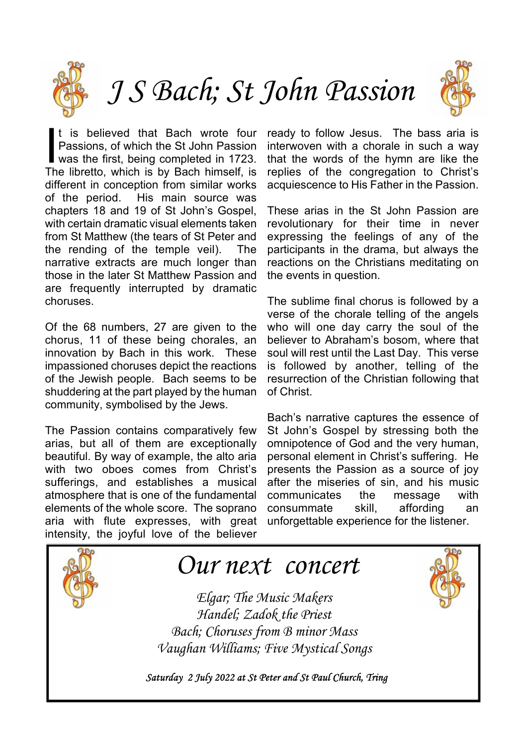# *J S Bach; St John Passion*

It is believed that Bach wrote four Passions, of which the St John Passion was the first, being completed in 1723. The libretto, which is by Bach himself, is different in conception from similar works of the period. His main source was chapters 18 and 19 of St John's Gospel, with certain dramatic visual elements taken from St Matthew (the tears of St Peter and the rending of the temple veil). The narrative extracts are much longer than those in the later St Matthew Passion and are frequently interrupted by dramatic choruses.

Of the 68 numbers, 27 are given to the chorus, 11 of these being chorales, an innovation by Bach in this work. These impassioned choruses depict the reactions of the Jewish people. Bach seems to be shuddering at the part played by the human community, symbolised by the Jews.

The Passion contains comparatively few arias, but all of them are exceptionally beautiful. By way of example, the alto aria with two oboes comes from Christ's sufferings, and establishes a musical atmosphere that is one of the fundamental elements of the whole score. The soprano aria with flute expresses, with great intensity, the joyful love of the believer ready to follow Jesus. The bass aria is interwoven with a chorale in such a way that the words of the hymn are like the replies of the congregation to Christ's acquiescence to His Father in the Passion.

These arias in the St John Passion are revolutionary for their time in never expressing the feelings of any of the participants in the drama, but always the reactions on the Christians meditating on the events in question.

The sublime final chorus is followed by a verse of the chorale telling of the angels who will one day carry the soul of the believer to Abraham's bosom, where that soul will rest until the Last Day. This verse is followed by another, telling of the resurrection of the Christian following that of Christ.

Bach's narrative captures the essence of St John's Gospel by stressing both the omnipotence of God and the very human, personal element in Christ's suffering. He presents the Passion as a source of joy after the miseries of sin, and his music communicates the message with consummate skill, affording an unforgettable experience for the listener.

## *Our next concert*

*Elgar; The Music Makers*
*Handel; Zadok the Priest*
*Bach; Choruses from B minor Mass*
*Vaughan Williams; Five Mystical Songs*

***Saturday 2 July 2022 at St Peter and St Paul Church, Tring***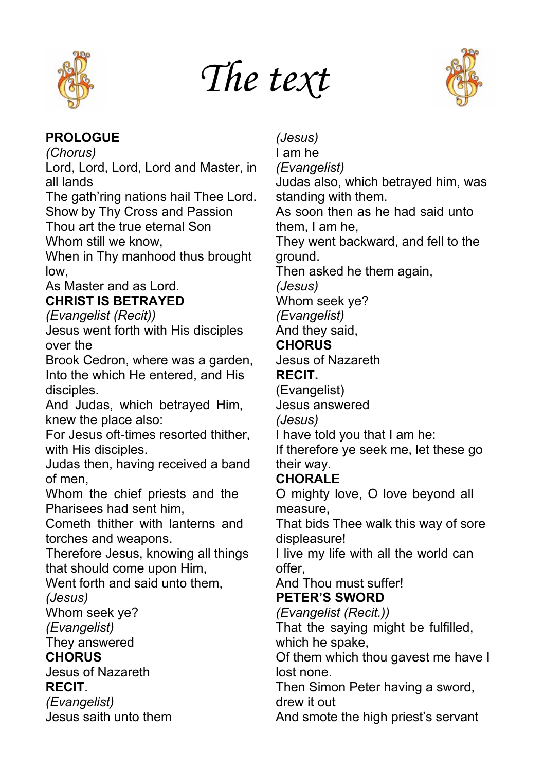# The text

**PROLOGUE**
*(Chorus)*
Lord, Lord, Lord, Lord and Master, in all lands
The gath'ring nations hail Thee Lord.
Show by Thy Cross and Passion
Thou art the true eternal Son
Whom still we know,
When in Thy manhood thus brought low,
As Master and as Lord.

**CHRIST IS BETRAYED**
*(Evangelist (Recit))*
Jesus went forth with His disciples over the
Brook Cedron, where was a garden,
Into the which He entered, and His disciples.
And Judas, which betrayed Him, knew the place also:
For Jesus oft-times resorted thither, with His disciples.
Judas then, having received a band of men,
Whom the chief priests and the Pharisees had sent him,
Cometh thither with lanterns and torches and weapons.
Therefore Jesus, knowing all things that should come upon Him,
Went forth and said unto them,
*(Jesus)*
Whom seek ye?
*(Evangelist)*
They answered

**CHORUS**
Jesus of Nazareth

**RECIT**.
*(Evangelist)*
Jesus saith unto them
*(Jesus)*
I am he
*(Evangelist)*
Judas also, which betrayed him, was standing with them.
As soon then as he had said unto them, I am he,
They went backward, and fell to the ground.
Then asked he them again,
*(Jesus)*
Whom seek ye?
*(Evangelist)*
And they said,

**CHORUS**
Jesus of Nazareth

**RECIT.**
(Evangelist)
Jesus answered
*(Jesus)*
I have told you that I am he:
If therefore ye seek me, let these go their way.

**CHORALE**
O mighty love, O love beyond all measure,
That bids Thee walk this way of sore displeasure!
I live my life with all the world can offer,
And Thou must suffer!

**PETER'S SWORD**
*(Evangelist (Recit.))*
That the saying might be fulfilled, which he spake,
Of them which thou gavest me have I lost none.
Then Simon Peter having a sword, drew it out
And smote the high priest's servant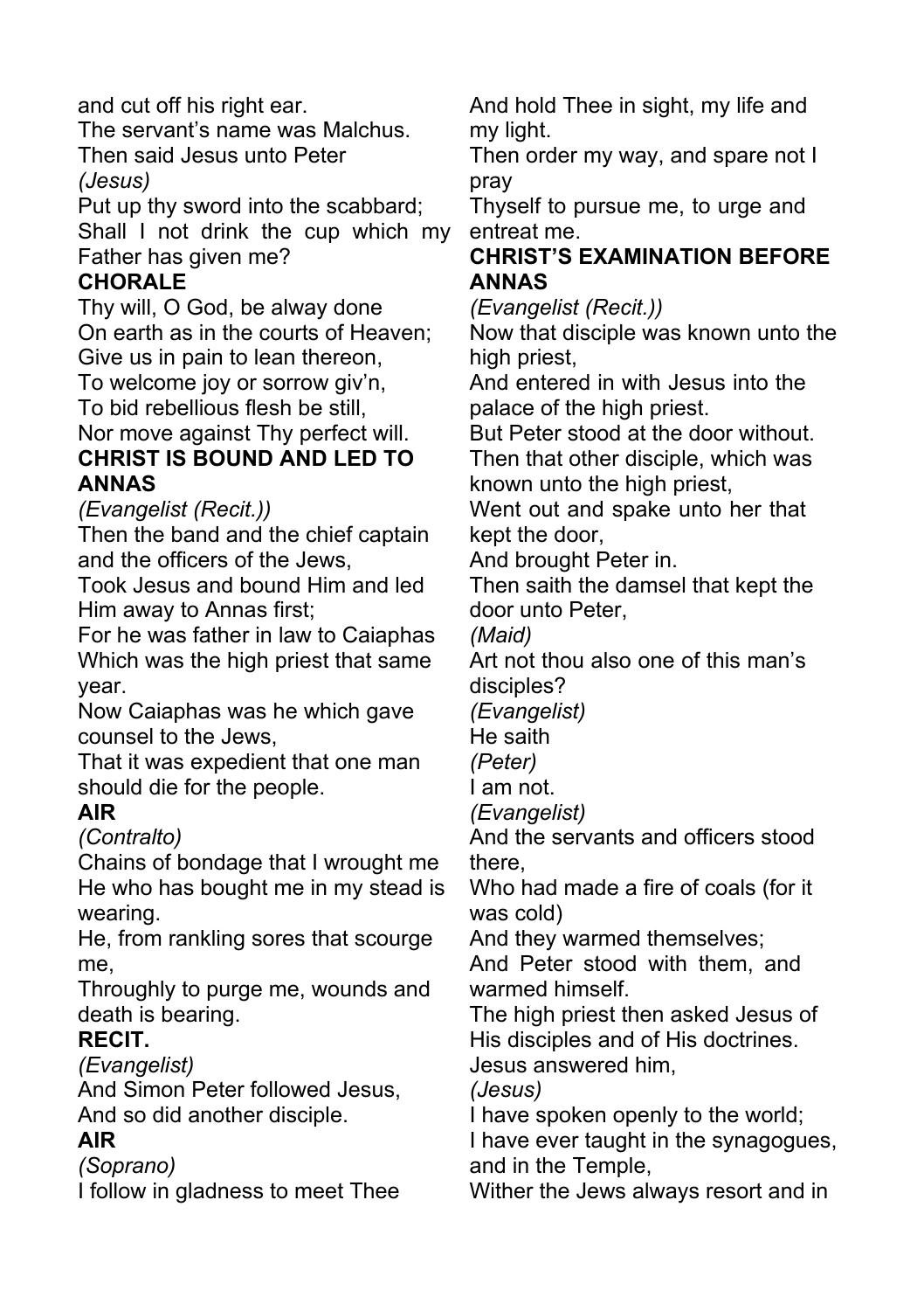and cut off his right ear.
The servant's name was Malchus.
Then said Jesus unto Peter
*(Jesus)*
Put up thy sword into the scabbard;
Shall I not drink the cup which my Father has given me?

**CHORALE**

Thy will, O God, be alway done
On earth as in the courts of Heaven;
Give us in pain to lean thereon,
To welcome joy or sorrow giv'n,
To bid rebellious flesh be still,
Nor move against Thy perfect will.

**CHRIST IS BOUND AND LED TO ANNAS**

*(Evangelist (Recit.))*
Then the band and the chief captain and the officers of the Jews,
Took Jesus and bound Him and led Him away to Annas first;
For he was father in law to Caiaphas
Which was the high priest that same year.
Now Caiaphas was he which gave counsel to the Jews,
That it was expedient that one man should die for the people.

**AIR**

*(Contralto)*
Chains of bondage that I wrought me
He who has bought me in my stead is wearing.
He, from rankling sores that scourge me,
Throughly to purge me, wounds and death is bearing.

**RECIT.**

*(Evangelist)*
And Simon Peter followed Jesus,
And so did another disciple.

**AIR**

*(Soprano)*
I follow in gladness to meet Thee
And hold Thee in sight, my life and my light.
Then order my way, and spare not I pray
Thyself to pursue me, to urge and entreat me.

**CHRIST'S EXAMINATION BEFORE ANNAS**

*(Evangelist (Recit.))*
Now that disciple was known unto the high priest,
And entered in with Jesus into the palace of the high priest.
But Peter stood at the door without.
Then that other disciple, which was known unto the high priest,
Went out and spake unto her that kept the door,
And brought Peter in.
Then saith the damsel that kept the door unto Peter,
*(Maid)*
Art not thou also one of this man's disciples?
*(Evangelist)*
He saith
*(Peter)*
I am not.
*(Evangelist)*
And the servants and officers stood there,
Who had made a fire of coals (for it was cold)
And they warmed themselves;
And Peter stood with them, and warmed himself.
The high priest then asked Jesus of His disciples and of His doctrines.
Jesus answered him,
*(Jesus)*
I have spoken openly to the world;
I have ever taught in the synagogues, and in the Temple,
Wither the Jews always resort and in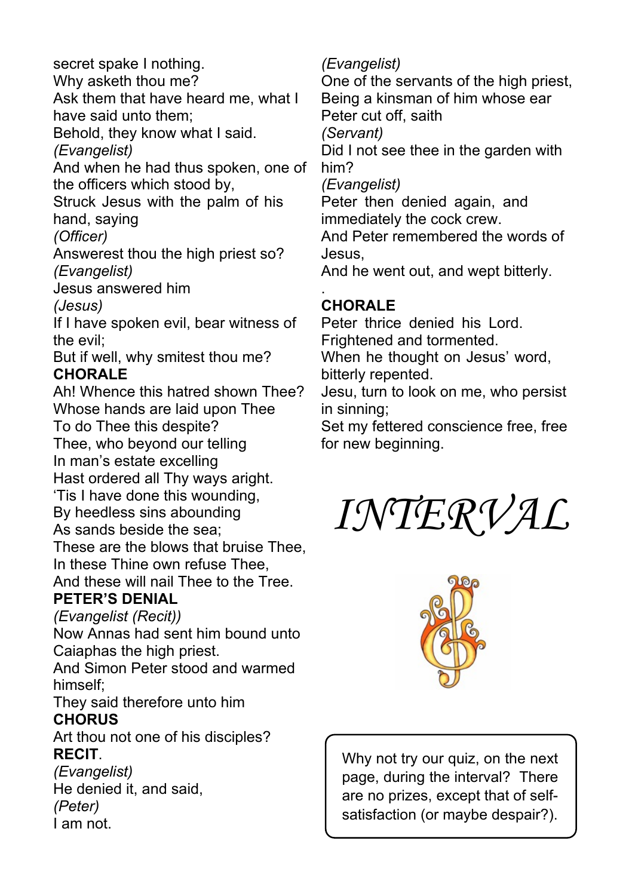secret spake I nothing.
Why asketh thou me?
Ask them that have heard me, what I have said unto them;
Behold, they know what I said.
*(Evangelist)*
And when he had thus spoken, one of the officers which stood by,
Struck Jesus with the palm of his hand, saying
*(Officer)*
Answerest thou the high priest so?
*(Evangelist)*
Jesus answered him
*(Jesus)*
If I have spoken evil, bear witness of the evil;
But if well, why smitest thou me?

**CHORALE**

Ah! Whence this hatred shown Thee?
Whose hands are laid upon Thee
To do Thee this despite?
Thee, who beyond our telling
In man's estate excelling
Hast ordered all Thy ways aright.
'Tis I have done this wounding,
By heedless sins abounding
As sands beside the sea;
These are the blows that bruise Thee,
In these Thine own refuse Thee,
And these will nail Thee to the Tree.

**PETER'S DENIAL**

*(Evangelist (Recit))*
Now Annas had sent him bound unto Caiaphas the high priest.
And Simon Peter stood and warmed himself;
They said therefore unto him

**CHORUS**

Art thou not one of his disciples?

**RECIT**.

*(Evangelist)*
He denied it, and said,
*(Peter)*
I am not.

*(Evangelist)*
One of the servants of the high priest,
Being a kinsman of him whose ear Peter cut off, saith
*(Servant)*
Did I not see thee in the garden with him?
*(Evangelist)*
Peter then denied again, and immediately the cock crew.
And Peter remembered the words of Jesus,
And he went out, and wept bitterly.

**CHORALE**

Peter thrice denied his Lord.
Frightened and tormented.
When he thought on Jesus' word,
bitterly repented.
Jesu, turn to look on me, who persist in sinning;
Set my fettered conscience free, free for new beginning.

*INTERVAL*

Why not try our quiz, on the next page, during the interval? There are no prizes, except that of self-satisfaction (or maybe despair?).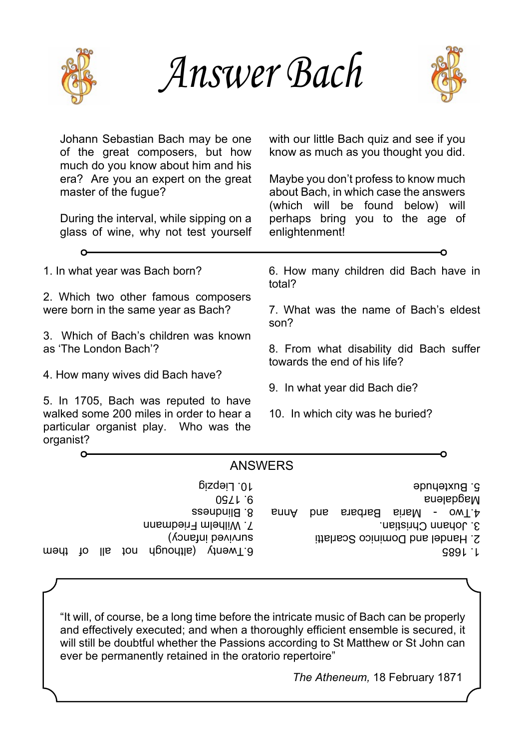# Answer Bach

Johann Sebastian Bach may be one of the great composers, but how much do you know about him and his era? Are you an expert on the great master of the fugue?

During the interval, while sipping on a glass of wine, why not test yourself with our little Bach quiz and see if you know as much as you thought you did.

Maybe you don't profess to know much about Bach, in which case the answers (which will be found below) will perhaps bring you to the age of enlightenment!

1. In what year was Bach born?

2. Which two other famous composers were born in the same year as Bach?

3. Which of Bach's children was known as 'The London Bach'?

4. How many wives did Bach have?

5. In 1705, Bach was reputed to have walked some 200 miles in order to hear a particular organist play. Who was the organist?

6. How many children did Bach have in total?

7. What was the name of Bach's eldest son?

8. From what disability did Bach suffer towards the end of his life?

9. In what year did Bach die?

10. In which city was he buried?

## ANSWERS

1. 1685
2. Handel and Dominico Scarlatti
3. Johann Christian.
4. Two - Maria Barbara and Anna Magdalena
5. Buxtehude
6. Twenty (although not all of them survived infancy)
7. Wilhelm Friedmann
8. Blindness
9. 1750
10. Liepzig

"It will, of course, be a long time before the intricate music of Bach can be properly and effectively executed; and when a thoroughly efficient ensemble is secured, it will still be doubtful whether the Passions according to St Matthew or St John can ever be permanently retained in the oratorio repertoire"

*The Atheneum,* 18 February 1871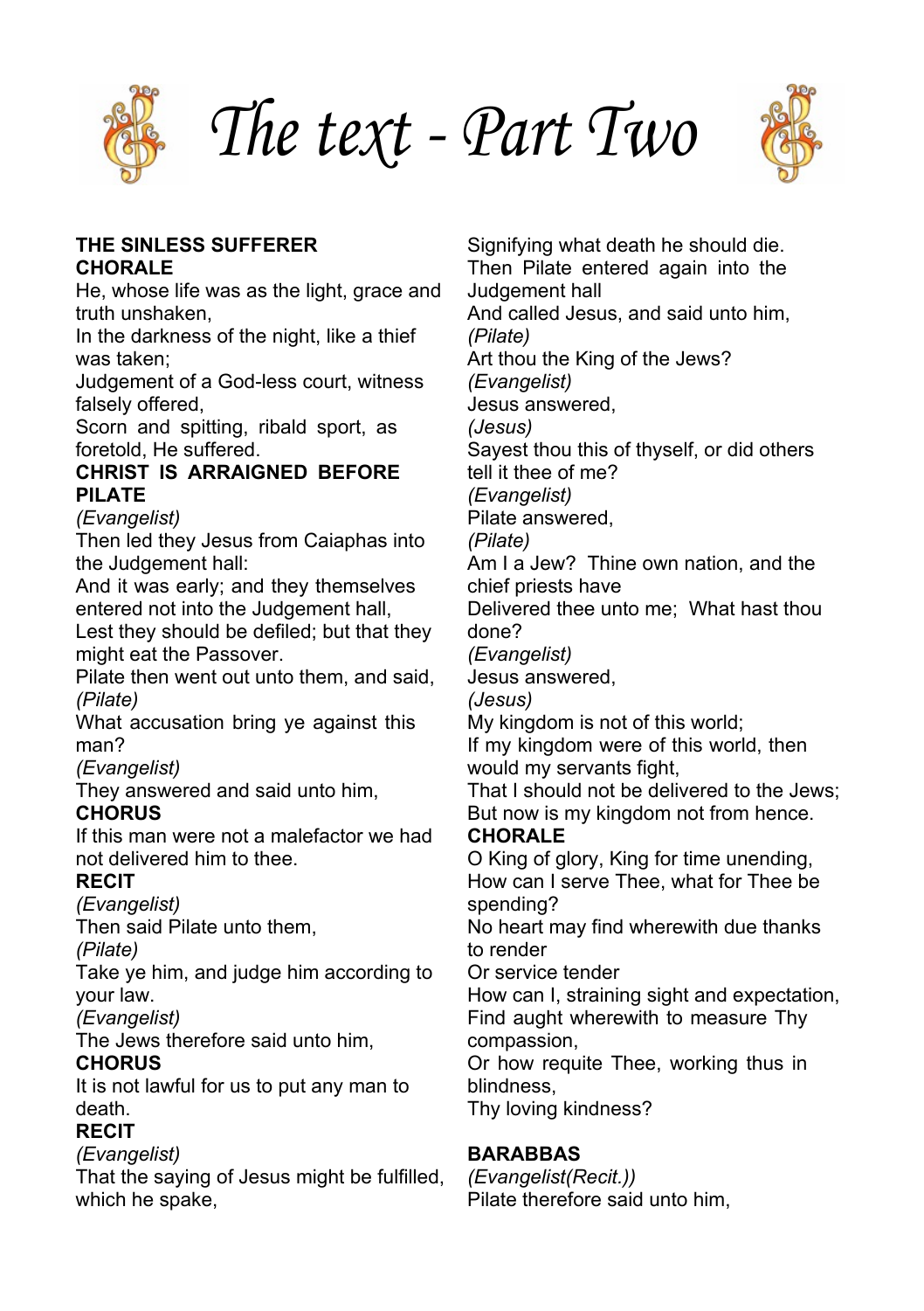# The text - Part Two

**THE SINLESS SUFFERER**
**CHORALE**

He, whose life was as the light, grace and truth unshaken,
In the darkness of the night, like a thief was taken;
Judgement of a God-less court, witness falsely offered,
Scorn and spitting, ribald sport, as foretold, He suffered.

**CHRIST IS ARRAIGNED BEFORE PILATE**

*(Evangelist)*
Then led they Jesus from Caiaphas into the Judgement hall:
And it was early; and they themselves entered not into the Judgement hall,
Lest they should be defiled; but that they might eat the Passover.
Pilate then went out unto them, and said,
*(Pilate)*
What accusation bring ye against this man?
*(Evangelist)*
They answered and said unto him,

**CHORUS**

If this man were not a malefactor we had not delivered him to thee.

**RECIT**

*(Evangelist)*
Then said Pilate unto them,
*(Pilate)*
Take ye him, and judge him according to your law.
*(Evangelist)*
The Jews therefore said unto him,

**CHORUS**

It is not lawful for us to put any man to death.

**RECIT**

*(Evangelist)*
That the saying of Jesus might be fulfilled, which he spake,
Signifying what death he should die.
Then Pilate entered again into the Judgement hall
And called Jesus, and said unto him,
*(Pilate)*
Art thou the King of the Jews?
*(Evangelist)*
Jesus answered,
*(Jesus)*
Sayest thou this of thyself, or did others tell it thee of me?
*(Evangelist)*
Pilate answered,
*(Pilate)*
Am I a Jew? Thine own nation, and the chief priests have
Delivered thee unto me; What hast thou done?
*(Evangelist)*
Jesus answered,
*(Jesus)*
My kingdom is not of this world;
If my kingdom were of this world, then would my servants fight,
That I should not be delivered to the Jews;
But now is my kingdom not from hence.

**CHORALE**

O King of glory, King for time unending,
How can I serve Thee, what for Thee be spending?
No heart may find wherewith due thanks to render
Or service tender
How can I, straining sight and expectation,
Find aught wherewith to measure Thy compassion,
Or how requite Thee, working thus in blindness,
Thy loving kindness?

**BARABBAS**

*(Evangelist(Recit.))*
Pilate therefore said unto him,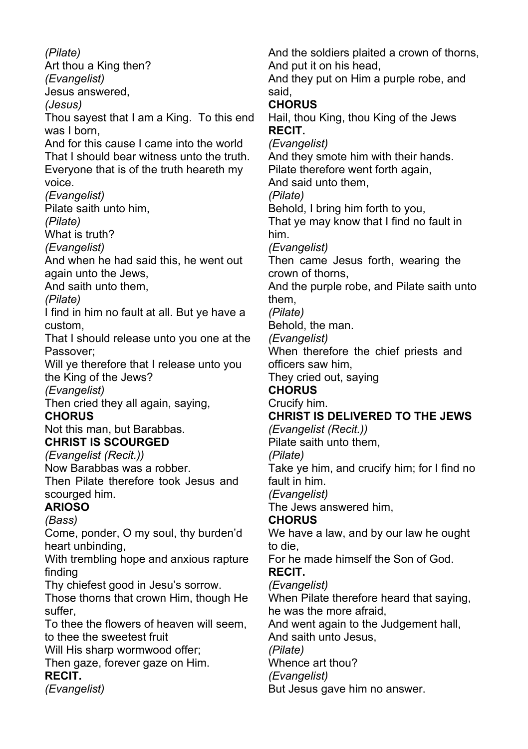*(Pilate)*
Art thou a King then?
*(Evangelist)*
Jesus answered,
*(Jesus)*
Thou sayest that I am a King. To this end was I born,
And for this cause I came into the world
That I should bear witness unto the truth.
Everyone that is of the truth heareth my voice.
*(Evangelist)*
Pilate saith unto him,
*(Pilate)*
What is truth?
*(Evangelist)*
And when he had said this, he went out again unto the Jews,
And saith unto them,
*(Pilate)*
I find in him no fault at all. But ye have a custom,
That I should release unto you one at the Passover;
Will ye therefore that I release unto you the King of the Jews?
*(Evangelist)*
Then cried they all again, saying,

**CHORUS**

Not this man, but Barabbas.

**CHRIST IS SCOURGED**

*(Evangelist (Recit.))*
Now Barabbas was a robber.
Then Pilate therefore took Jesus and scourged him.

**ARIOSO**

*(Bass)*
Come, ponder, O my soul, thy burden'd heart unbinding,
With trembling hope and anxious rapture finding
Thy chiefest good in Jesu's sorrow.
Those thorns that crown Him, though He suffer,
To thee the flowers of heaven will seem, to thee the sweetest fruit
Will His sharp wormwood offer;
Then gaze, forever gaze on Him.

**RECIT.**

*(Evangelist)*
And the soldiers plaited a crown of thorns,
And put it on his head,
And they put on Him a purple robe, and said,

**CHORUS**

Hail, thou King, thou King of the Jews

**RECIT.**

*(Evangelist)*
And they smote him with their hands.
Pilate therefore went forth again,
And said unto them,
*(Pilate)*
Behold, I bring him forth to you,
That ye may know that I find no fault in him.
*(Evangelist)*
Then came Jesus forth, wearing the crown of thorns,
And the purple robe, and Pilate saith unto them,
*(Pilate)*
Behold, the man.
*(Evangelist)*
When therefore the chief priests and officers saw him,
They cried out, saying

**CHORUS**

Crucify him.

**CHRIST IS DELIVERED TO THE JEWS**

*(Evangelist (Recit.))*
Pilate saith unto them,
*(Pilate)*
Take ye him, and crucify him; for I find no fault in him.
*(Evangelist)*
The Jews answered him,

**CHORUS**

We have a law, and by our law he ought to die,
For he made himself the Son of God.

**RECIT.**

*(Evangelist)*
When Pilate therefore heard that saying, he was the more afraid,
And went again to the Judgement hall,
And saith unto Jesus,
*(Pilate)*
Whence art thou?
*(Evangelist)*
But Jesus gave him no answer.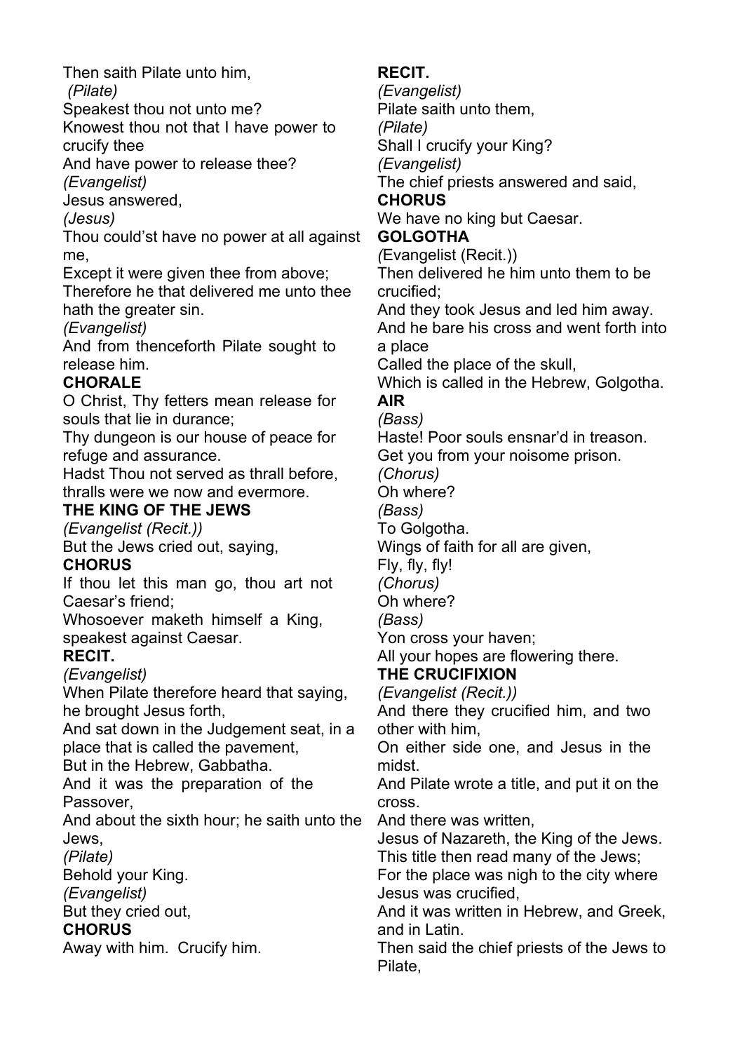Then saith Pilate unto him,

*(Pilate)*

Speakest thou not unto me?
Knowest thou not that I have power to crucify thee
And have power to release thee?

*(Evangelist)*

Jesus answered,

*(Jesus)*

Thou could'st have no power at all against me,
Except it were given thee from above;
Therefore he that delivered me unto thee hath the greater sin.

*(Evangelist)*

And from thenceforth Pilate sought to release him.

**CHORALE**

O Christ, Thy fetters mean release for souls that lie in durance;
Thy dungeon is our house of peace for refuge and assurance.
Hadst Thou not served as thrall before, thralls were we now and evermore.

**THE KING OF THE JEWS**

*(Evangelist (Recit.))*

But the Jews cried out, saying,

**CHORUS**

If thou let this man go, thou art not Caesar's friend;
Whosoever maketh himself a King, speakest against Caesar.

**RECIT.**

*(Evangelist)*

When Pilate therefore heard that saying, he brought Jesus forth,
And sat down in the Judgement seat, in a place that is called the pavement,
But in the Hebrew, Gabbatha.
And it was the preparation of the Passover,
And about the sixth hour; he saith unto the Jews,

*(Pilate)*

Behold your King.

*(Evangelist)*

But they cried out,

**CHORUS**

Away with him. Crucify him.

**RECIT.**

*(Evangelist)*

Pilate saith unto them,

*(Pilate)*

Shall I crucify your King?

*(Evangelist)*

The chief priests answered and said,

**CHORUS**

We have no king but Caesar.

**GOLGOTHA**

*(Evangelist (Recit.))*

Then delivered he him unto them to be crucified;
And they took Jesus and led him away.
And he bare his cross and went forth into a place
Called the place of the skull,
Which is called in the Hebrew, Golgotha.

**AIR**

*(Bass)*

Haste! Poor souls ensnar'd in treason.
Get you from your noisome prison.

*(Chorus)*

Oh where?

*(Bass)*

To Golgotha.
Wings of faith for all are given,
Fly, fly, fly!

*(Chorus)*

Oh where?

*(Bass)*

Yon cross your haven;
All your hopes are flowering there.

**THE CRUCIFIXION**

*(Evangelist (Recit.))*

And there they crucified him, and two other with him,
On either side one, and Jesus in the midst.
And Pilate wrote a title, and put it on the cross.
And there was written,
Jesus of Nazareth, the King of the Jews.
This title then read many of the Jews;
For the place was nigh to the city where Jesus was crucified,
And it was written in Hebrew, and Greek, and in Latin.
Then said the chief priests of the Jews to Pilate,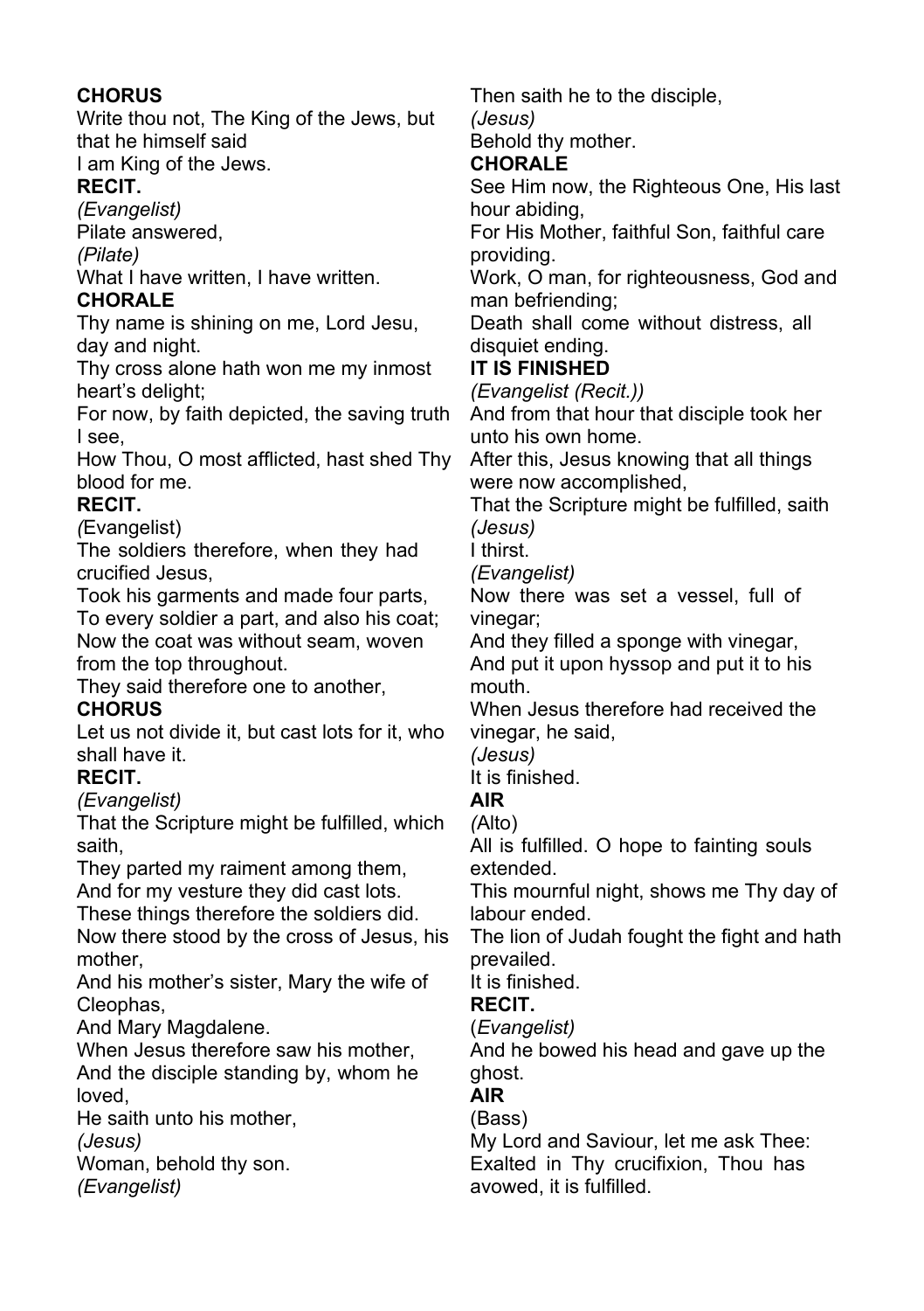**CHORUS**

Write thou not, The King of the Jews, but that he himself said
I am King of the Jews.

**RECIT.**

*(Evangelist)*

Pilate answered,

*(Pilate)*

What I have written, I have written.

**CHORALE**

Thy name is shining on me, Lord Jesu, day and night.
Thy cross alone hath won me my inmost heart's delight;
For now, by faith depicted, the saving truth I see,
How Thou, O most afflicted, hast shed Thy blood for me.

**RECIT.**

*(*Evangelist)

The soldiers therefore, when they had crucified Jesus,
Took his garments and made four parts,
To every soldier a part, and also his coat;
Now the coat was without seam, woven from the top throughout.
They said therefore one to another,

**CHORUS**

Let us not divide it, but cast lots for it, who shall have it.

**RECIT.**

*(Evangelist)*

That the Scripture might be fulfilled, which saith,
They parted my raiment among them,
And for my vesture they did cast lots.
These things therefore the soldiers did.
Now there stood by the cross of Jesus, his mother,
And his mother's sister, Mary the wife of Cleophas,
And Mary Magdalene.
When Jesus therefore saw his mother,
And the disciple standing by, whom he loved,
He saith unto his mother,

*(Jesus)*

Woman, behold thy son.

*(Evangelist)*

Then saith he to the disciple,

*(Jesus)*

Behold thy mother.

**CHORALE**

See Him now, the Righteous One, His last hour abiding,
For His Mother, faithful Son, faithful care providing.
Work, O man, for righteousness, God and man befriending;
Death shall come without distress, all disquiet ending.

**IT IS FINISHED**

*(Evangelist (Recit.))*

And from that hour that disciple took her unto his own home.
After this, Jesus knowing that all things were now accomplished,
That the Scripture might be fulfilled, saith

*(Jesus)*

I thirst.

*(Evangelist)*

Now there was set a vessel, full of vinegar;
And they filled a sponge with vinegar,
And put it upon hyssop and put it to his mouth.
When Jesus therefore had received the vinegar, he said,

*(Jesus)*

It is finished.

**AIR**

*(*Alto)

All is fulfilled. O hope to fainting souls extended.
This mournful night, shows me Thy day of labour ended.
The lion of Judah fought the fight and hath prevailed.
It is finished.

**RECIT.**

(*Evangelist)*

And he bowed his head and gave up the ghost.

**AIR**

(Bass)

My Lord and Saviour, let me ask Thee:
Exalted in Thy crucifixion, Thou has avowed, it is fulfilled.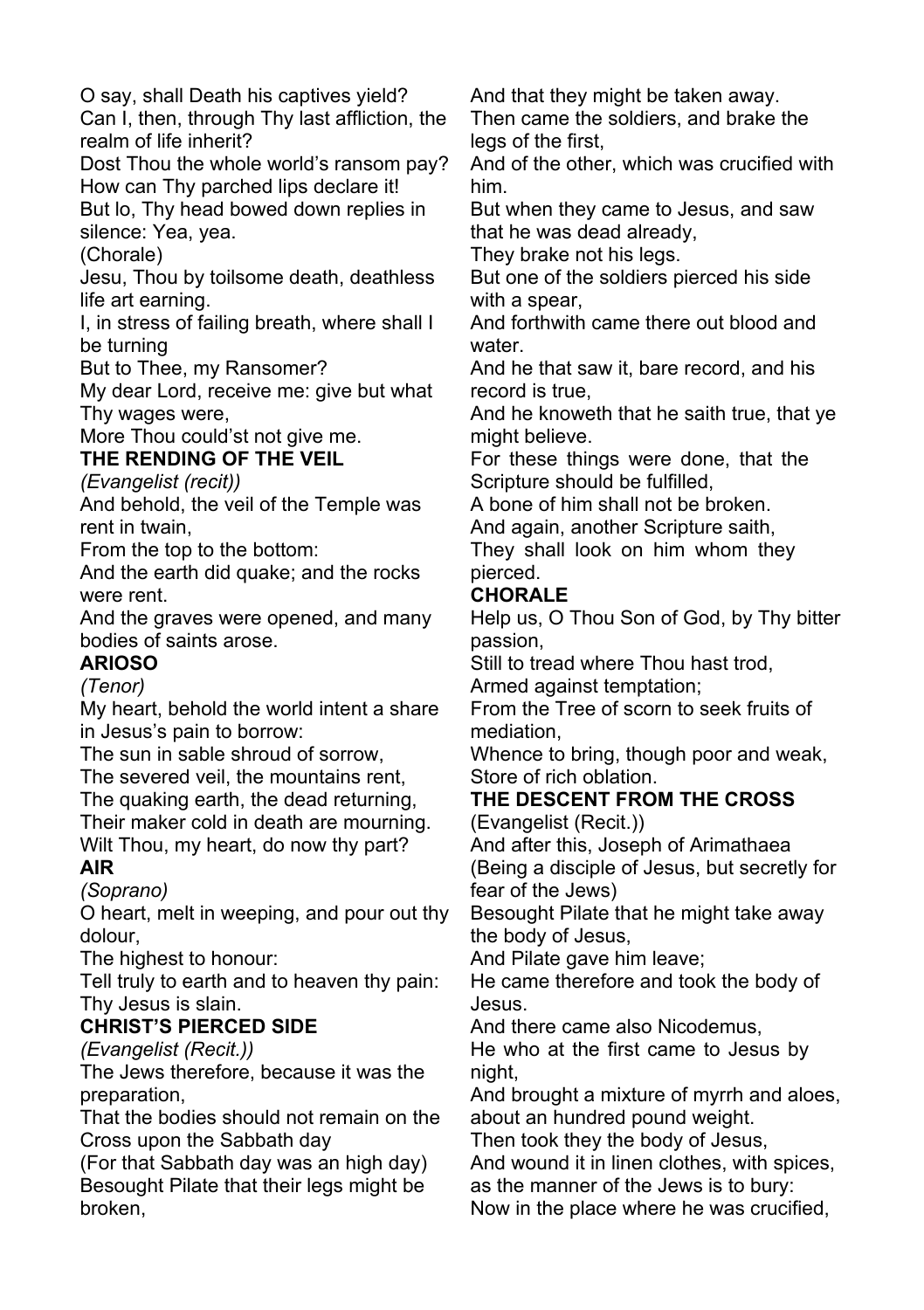O say, shall Death his captives yield?
Can I, then, through Thy last affliction, the realm of life inherit?
Dost Thou the whole world's ransom pay?
How can Thy parched lips declare it!
But lo, Thy head bowed down replies in silence: Yea, yea.
(Chorale)
Jesu, Thou by toilsome death, deathless life art earning.
I, in stress of failing breath, where shall I be turning
But to Thee, my Ransomer?
My dear Lord, receive me: give but what Thy wages were,
More Thou could'st not give me.

**THE RENDING OF THE VEIL**

*(Evangelist (recit))*

And behold, the veil of the Temple was rent in twain,
From the top to the bottom:
And the earth did quake; and the rocks were rent.
And the graves were opened, and many bodies of saints arose.

**ARIOSO**

*(Tenor)*

My heart, behold the world intent a share in Jesus's pain to borrow:
The sun in sable shroud of sorrow,
The severed veil, the mountains rent,
The quaking earth, the dead returning,
Their maker cold in death are mourning.
Wilt Thou, my heart, do now thy part?

**AIR**

*(Soprano)*

O heart, melt in weeping, and pour out thy dolour,
The highest to honour:
Tell truly to earth and to heaven thy pain:
Thy Jesus is slain.

**CHRIST'S PIERCED SIDE**

*(Evangelist (Recit.))*

The Jews therefore, because it was the preparation,
That the bodies should not remain on the Cross upon the Sabbath day
(For that Sabbath day was an high day)
Besought Pilate that their legs might be broken,
And that they might be taken away.
Then came the soldiers, and brake the legs of the first,
And of the other, which was crucified with him.
But when they came to Jesus, and saw that he was dead already,
They brake not his legs.
But one of the soldiers pierced his side with a spear,
And forthwith came there out blood and water.
And he that saw it, bare record, and his record is true,
And he knoweth that he saith true, that ye might believe.
For these things were done, that the Scripture should be fulfilled,
A bone of him shall not be broken.
And again, another Scripture saith,
They shall look on him whom they pierced.

**CHORALE**

Help us, O Thou Son of God, by Thy bitter passion,
Still to tread where Thou hast trod,
Armed against temptation;
From the Tree of scorn to seek fruits of mediation,
Whence to bring, though poor and weak,
Store of rich oblation.

**THE DESCENT FROM THE CROSS**

(Evangelist (Recit.))

And after this, Joseph of Arimathaea
(Being a disciple of Jesus, but secretly for fear of the Jews)
Besought Pilate that he might take away the body of Jesus,
And Pilate gave him leave;
He came therefore and took the body of Jesus.
And there came also Nicodemus,
He who at the first came to Jesus by night,
And brought a mixture of myrrh and aloes, about an hundred pound weight.
Then took they the body of Jesus,
And wound it in linen clothes, with spices, as the manner of the Jews is to bury:
Now in the place where he was crucified,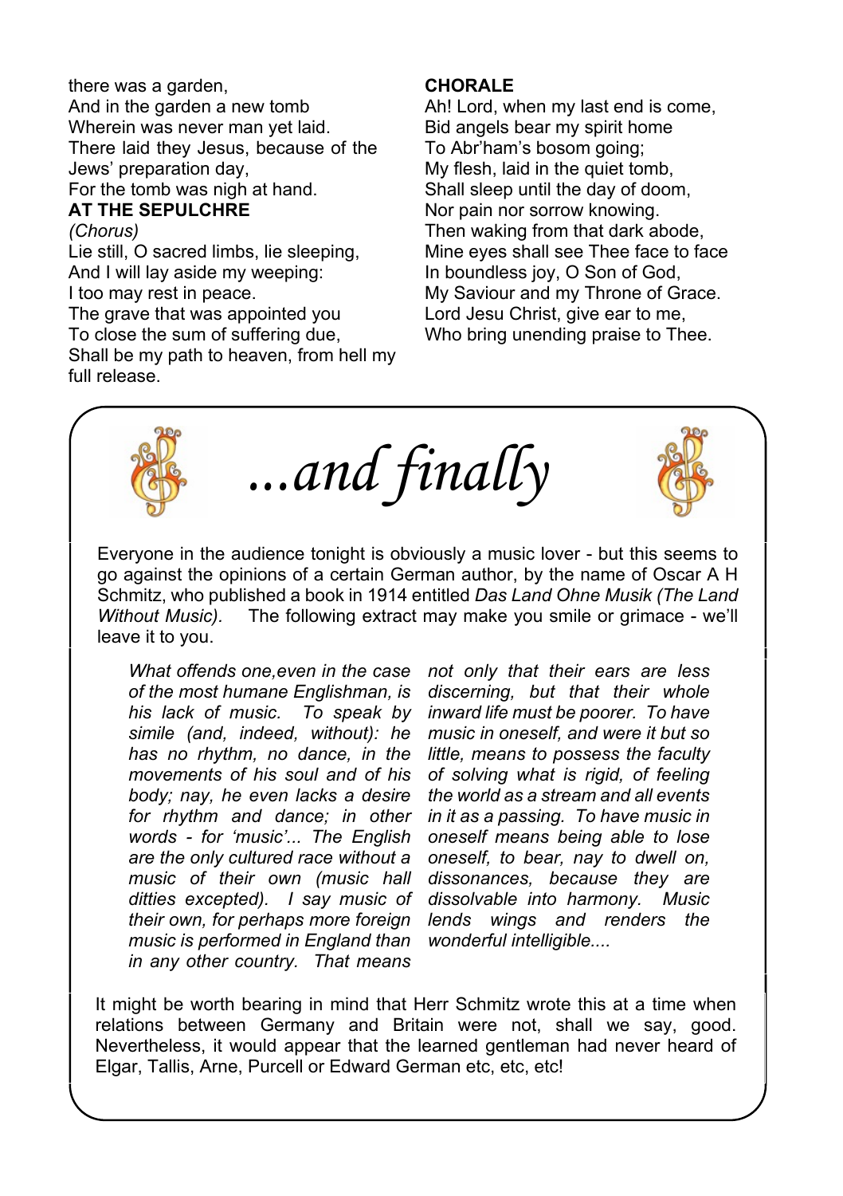there was a garden,
And in the garden a new tomb
Wherein was never man yet laid.
There laid they Jesus, because of the Jews' preparation day,
For the tomb was nigh at hand.

**AT THE SEPULCHRE**

*(Chorus)*

Lie still, O sacred limbs, lie sleeping,
And I will lay aside my weeping:
I too may rest in peace.
The grave that was appointed you
To close the sum of suffering due,
Shall be my path to heaven, from hell my full release.

**CHORALE**

Ah! Lord, when my last end is come,
Bid angels bear my spirit home
To Abr'ham's bosom going;
My flesh, laid in the quiet tomb,
Shall sleep until the day of doom,
Nor pain nor sorrow knowing.
Then waking from that dark abode,
Mine eyes shall see Thee face to face
In boundless joy, O Son of God,
My Saviour and my Throne of Grace.
Lord Jesu Christ, give ear to me,
Who bring unending praise to Thee.

# *...and finally*

Everyone in the audience tonight is obviously a music lover - but this seems to go against the opinions of a certain German author, by the name of Oscar A H Schmitz, who published a book in 1914 entitled *Das Land Ohne Musik (The Land Without Music)*. The following extract may make you smile or grimace - we'll leave it to you.

> *What offends one,even in the case of the most humane Englishman, is his lack of music. To speak by simile (and, indeed, without): he has no rhythm, no dance, in the movements of his soul and of his body; nay, he even lacks a desire for rhythm and dance; in other words - for 'music'... The English are the only cultured race without a music of their own (music hall ditties excepted). I say music of their own, for perhaps more foreign music is performed in England than in any other country. That means not only that their ears are less discerning, but that their whole inward life must be poorer. To have music in oneself, and were it but so little, means to possess the faculty of solving what is rigid, of feeling the world as a stream and all events in it as a passing. To have music in oneself means being able to lose oneself, to bear, nay to dwell on, dissonances, because they are dissolvable into harmony. Music lends wings and renders the wonderful intelligible....*

It might be worth bearing in mind that Herr Schmitz wrote this at a time when relations between Germany and Britain were not, shall we say, good. Nevertheless, it would appear that the learned gentleman had never heard of Elgar, Tallis, Arne, Purcell or Edward German etc, etc, etc!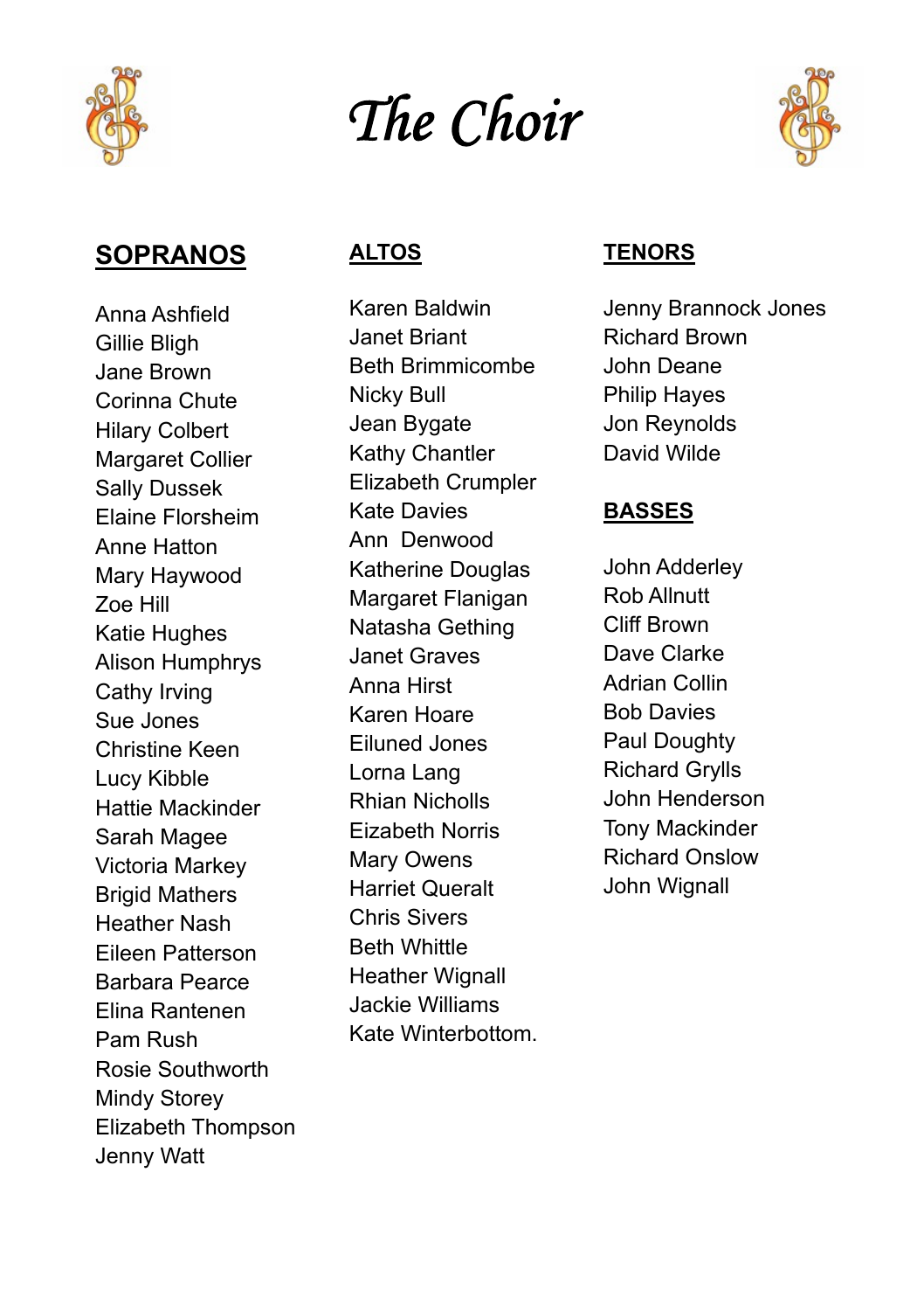# The Choir

## SOPRANOS

Anna Ashfield
Gillie Bligh
Jane Brown
Corinna Chute
Hilary Colbert
Margaret Collier
Sally Dussek
Elaine Florsheim
Anne Hatton
Mary Haywood
Zoe Hill
Katie Hughes
Alison Humphrys
Cathy Irving
Sue Jones
Christine Keen
Lucy Kibble
Hattie Mackinder
Sarah Magee
Victoria Markey
Brigid Mathers
Heather Nash
Eileen Patterson
Barbara Pearce
Elina Rantenen
Pam Rush
Rosie Southworth
Mindy Storey
Elizabeth Thompson
Jenny Watt

## ALTOS

Karen Baldwin
Janet Briant
Beth Brimmicombe
Nicky Bull
Jean Bygate
Kathy Chantler
Elizabeth Crumpler
Kate Davies
Ann Denwood
Katherine Douglas
Margaret Flanigan
Natasha Gething
Janet Graves
Anna Hirst
Karen Hoare
Eiluned Jones
Lorna Lang
Rhian Nicholls
Eizabeth Norris
Mary Owens
Harriet Queralt
Chris Sivers
Beth Whittle
Heather Wignall
Jackie Williams
Kate Winterbottom.

## TENORS

Jenny Brannock Jones
Richard Brown
John Deane
Philip Hayes
Jon Reynolds
David Wilde

## BASSES

John Adderley
Rob Allnutt
Cliff Brown
Dave Clarke
Adrian Collin
Bob Davies
Paul Doughty
Richard Grylls
John Henderson
Tony Mackinder
Richard Onslow
John Wignall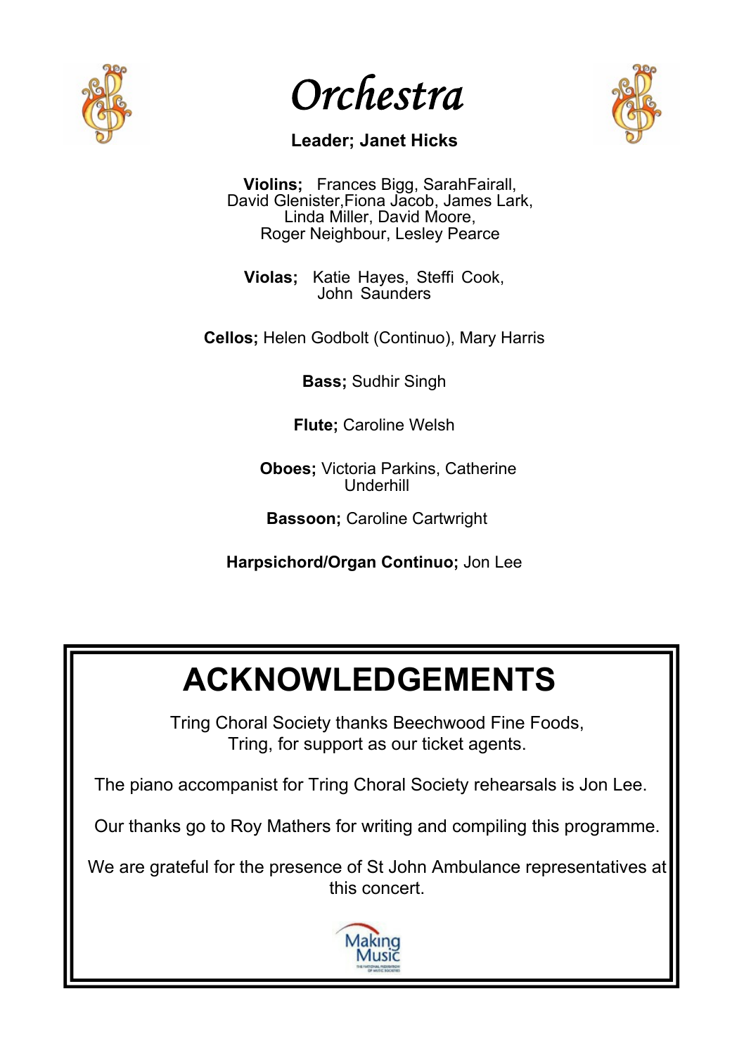# *Orchestra*

**Leader; Janet Hicks**

**Violins;** Frances Bigg, SarahFairall, David Glenister,Fiona Jacob, James Lark, Linda Miller, David Moore, Roger Neighbour, Lesley Pearce

**Violas;** Katie Hayes, Steffi Cook, John Saunders

**Cellos;** Helen Godbolt (Continuo), Mary Harris

**Bass;** Sudhir Singh

**Flute;** Caroline Welsh

**Oboes;** Victoria Parkins, Catherine Underhill

**Bassoon;** Caroline Cartwright

**Harpsichord/Organ Continuo;** Jon Lee

# ACKNOWLEDGEMENTS

Tring Choral Society thanks Beechwood Fine Foods, Tring, for support as our ticket agents.

The piano accompanist for Tring Choral Society rehearsals is Jon Lee.

Our thanks go to Roy Mathers for writing and compiling this programme.

We are grateful for the presence of St John Ambulance representatives at this concert.

Making Music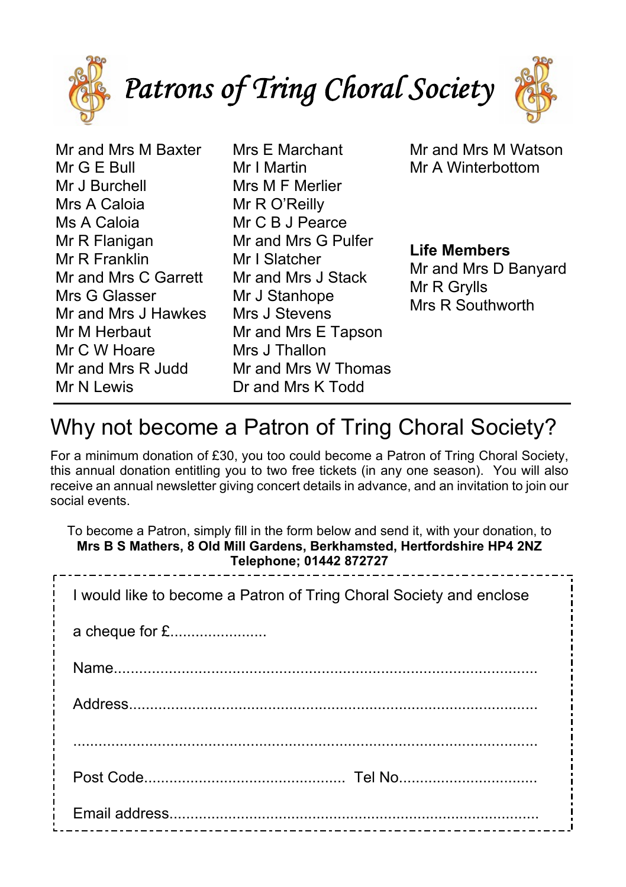# *Patrons of Tring Choral Society*

Mr and Mrs M Baxter
Mr G E Bull
Mr J Burchell
Mrs A Caloia
Ms A Caloia
Mr R Flanigan
Mr R Franklin
Mr and Mrs C Garrett
Mrs G Glasser
Mr and Mrs J Hawkes
Mr M Herbaut
Mr C W Hoare
Mr and Mrs R Judd
Mr N Lewis
Mrs E Marchant
Mr I Martin
Mrs M F Merlier
Mr R O'Reilly
Mr C B J Pearce
Mr and Mrs G Pulfer
Mr I Slatcher
Mr and Mrs J Stack
Mr J Stanhope
Mrs J Stevens
Mr and Mrs E Tapson
Mrs J Thallon
Mr and Mrs W Thomas
Dr and Mrs K Todd
Mr and Mrs M Watson
Mr A Winterbottom

**Life Members**

Mr and Mrs D Banyard
Mr R Grylls
Mrs R Southworth

## Why not become a Patron of Tring Choral Society?

For a minimum donation of £30, you too could become a Patron of Tring Choral Society, this annual donation entitling you to two free tickets (in any one season). You will also receive an annual newsletter giving concert details in advance, and an invitation to join our social events.

To become a Patron, simply fill in the form below and send it, with your donation, to
**Mrs B S Mathers, 8 Old Mill Gardens, Berkhamsted, Hertfordshire HP4 2NZ**
**Telephone; 01442 872727**

I would like to become a Patron of Tring Choral Society and enclose

a cheque for £......................

Name....................................................................................................

Address.................................................................................................

.............................................................................................................

Post Code............................................... Tel No.................................

Email address.......................................................................................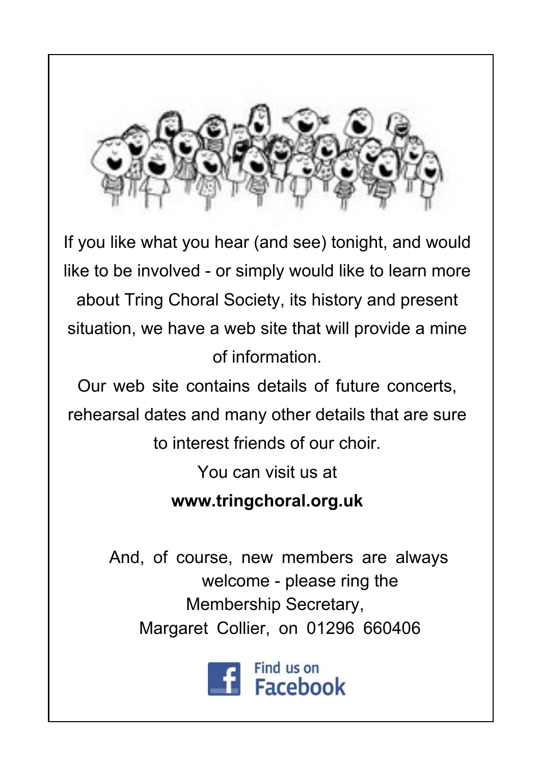If you like what you hear (and see) tonight, and would like to be involved - or simply would like to learn more about Tring Choral Society, its history and present situation, we have a web site that will provide a mine of information.

Our web site contains details of future concerts, rehearsal dates and many other details that are sure to interest friends of our choir.

You can visit us at

**www.tringchoral.org.uk**

And, of course, new members are always welcome - please ring the Membership Secretary, Margaret Collier, on 01296 660406

Find us on Facebook